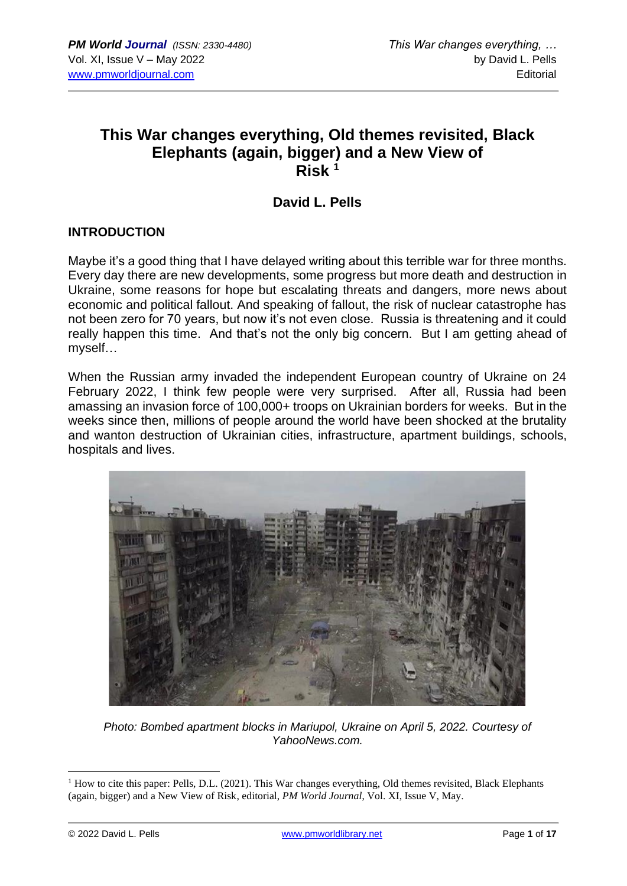# This War changes everything, Old themes revisited, Black Elephants (again, bigger) and a New View of Risk [1]

## David L. Pells

### INTRODUCTION

Maybe it's a good thing that I have delayed writing about this terrible war for three months. Every day there are new developments, some progress but more death and destruction in Ukraine, some reasons for hope but escalating threats and dangers, more news about economic and political fallout. And speaking of fallout, the risk of nuclear catastrophe has not been zero for 70 years, but now it's not even close. Russia is threatening and it could really happen this time. And that's not the only big concern. But I am getting ahead of myself…

When the Russian army invaded the independent European country of Ukraine on 24 February 2022, I think few people were very surprised. After all, Russia had been amassing an invasion force of 100,000+ troops on Ukrainian borders for weeks. But in the weeks since then, millions of people around the world have been shocked at the brutality and wanton destruction of Ukrainian cities, infrastructure, apartment buildings, schools, hospitals and lives.

*Photo: Bombed apartment blocks in Mariupol, Ukraine on April 5, 2022. Courtesy of YahooNews.com.*

---

[1] How to cite this paper: Pells, D.L. (2021). This War changes everything, Old themes revisited, Black Elephants (again, bigger) and a New View of Risk, editorial, *PM World Journal*, Vol. XI, Issue V, May.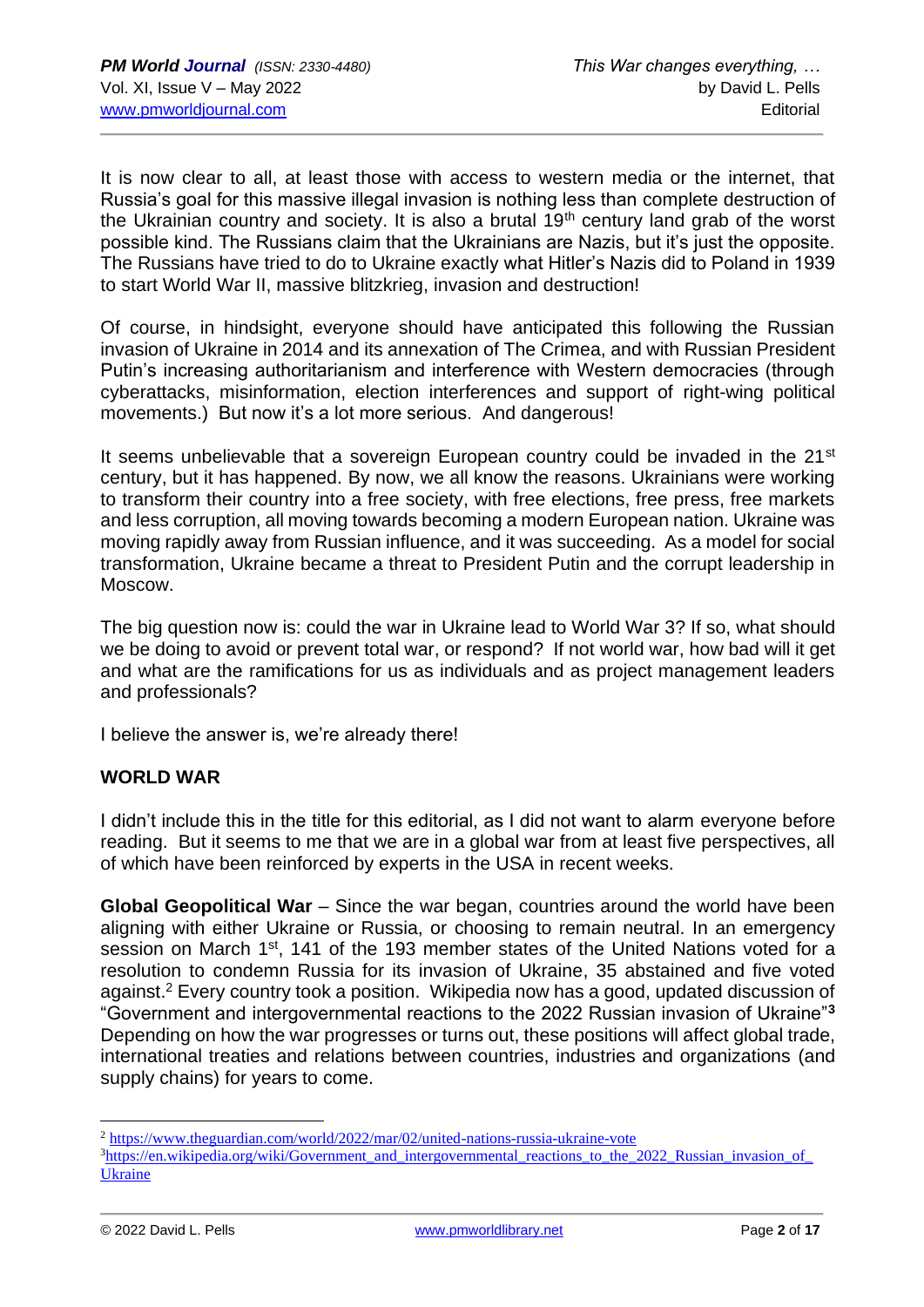It is now clear to all, at least those with access to western media or the internet, that Russia's goal for this massive illegal invasion is nothing less than complete destruction of the Ukrainian country and society. It is also a brutal 19th century land grab of the worst possible kind. The Russians claim that the Ukrainians are Nazis, but it's just the opposite. The Russians have tried to do to Ukraine exactly what Hitler's Nazis did to Poland in 1939 to start World War II, massive blitzkrieg, invasion and destruction!

Of course, in hindsight, everyone should have anticipated this following the Russian invasion of Ukraine in 2014 and its annexation of The Crimea, and with Russian President Putin's increasing authoritarianism and interference with Western democracies (through cyberattacks, misinformation, election interferences and support of right-wing political movements.) But now it's a lot more serious. And dangerous!

It seems unbelievable that a sovereign European country could be invaded in the 21st century, but it has happened. By now, we all know the reasons. Ukrainians were working to transform their country into a free society, with free elections, free press, free markets and less corruption, all moving towards becoming a modern European nation. Ukraine was moving rapidly away from Russian influence, and it was succeeding. As a model for social transformation, Ukraine became a threat to President Putin and the corrupt leadership in Moscow.

The big question now is: could the war in Ukraine lead to World War 3? If so, what should we be doing to avoid or prevent total war, or respond? If not world war, how bad will it get and what are the ramifications for us as individuals and as project management leaders and professionals?

I believe the answer is, we're already there!

## WORLD WAR

I didn't include this in the title for this editorial, as I did not want to alarm everyone before reading. But it seems to me that we are in a global war from at least five perspectives, all of which have been reinforced by experts in the USA in recent weeks.

**Global Geopolitical War** – Since the war began, countries around the world have been aligning with either Ukraine or Russia, or choosing to remain neutral. In an emergency session on March 1st, 141 of the 193 member states of the United Nations voted for a resolution to condemn Russia for its invasion of Ukraine, 35 abstained and five voted against.[2] Every country took a position. Wikipedia now has a good, updated discussion of "Government and intergovernmental reactions to the 2022 Russian invasion of Ukraine"[3] Depending on how the war progresses or turns out, these positions will affect global trade, international treaties and relations between countries, industries and organizations (and supply chains) for years to come.

---

[2] https://www.theguardian.com/world/2022/mar/02/united-nations-russia-ukraine-vote

[3] https://en.wikipedia.org/wiki/Government_and_intergovernmental_reactions_to_the_2022_Russian_invasion_of_Ukraine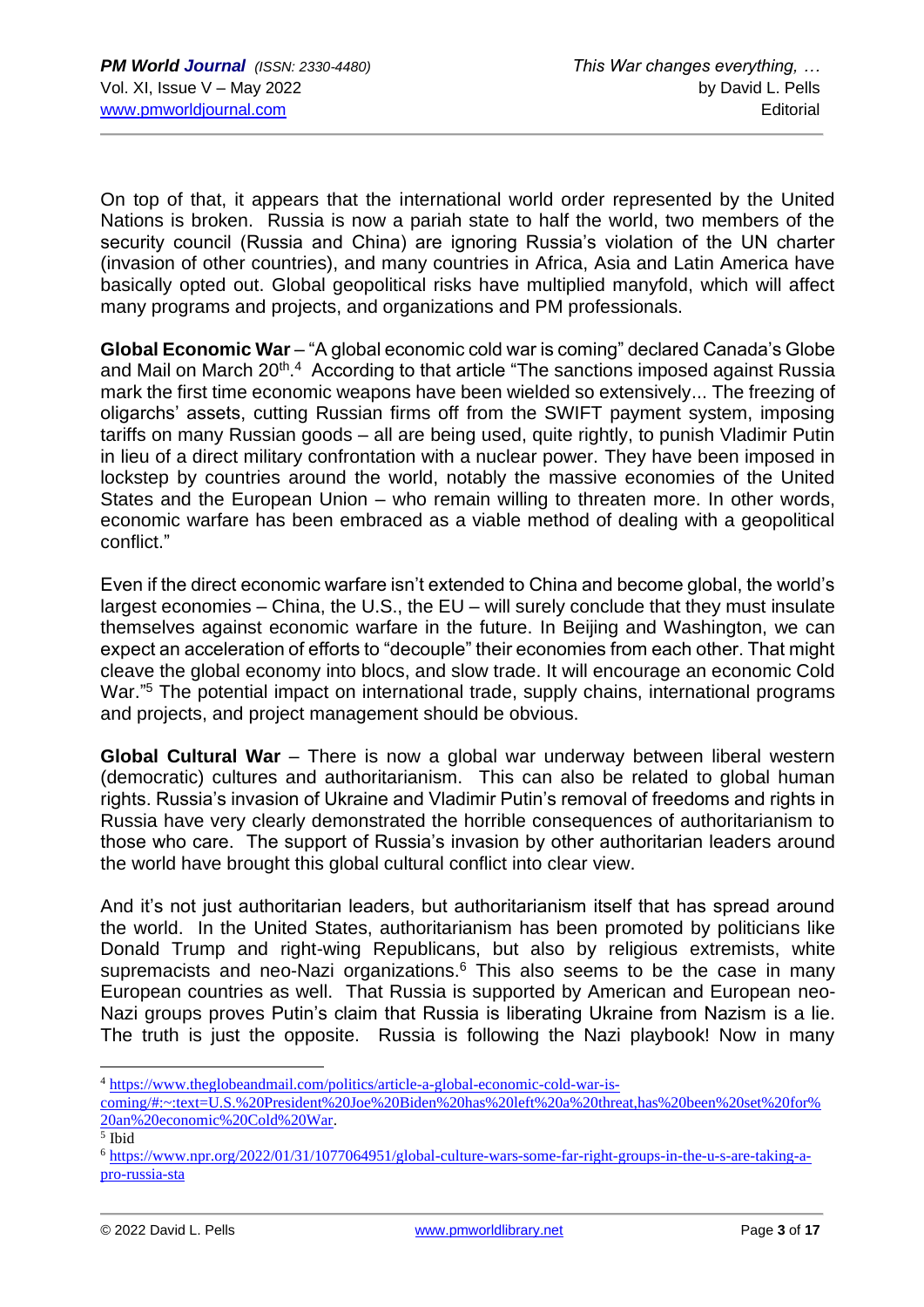On top of that, it appears that the international world order represented by the United Nations is broken. Russia is now a pariah state to half the world, two members of the security council (Russia and China) are ignoring Russia's violation of the UN charter (invasion of other countries), and many countries in Africa, Asia and Latin America have basically opted out. Global geopolitical risks have multiplied manyfold, which will affect many programs and projects, and organizations and PM professionals.

**Global Economic War** – "A global economic cold war is coming" declared Canada's Globe and Mail on March 20th.[4] According to that article "The sanctions imposed against Russia mark the first time economic weapons have been wielded so extensively... The freezing of oligarchs' assets, cutting Russian firms off from the SWIFT payment system, imposing tariffs on many Russian goods – all are being used, quite rightly, to punish Vladimir Putin in lieu of a direct military confrontation with a nuclear power. They have been imposed in lockstep by countries around the world, notably the massive economies of the United States and the European Union – who remain willing to threaten more. In other words, economic warfare has been embraced as a viable method of dealing with a geopolitical conflict."

Even if the direct economic warfare isn't extended to China and become global, the world's largest economies – China, the U.S., the EU – will surely conclude that they must insulate themselves against economic warfare in the future. In Beijing and Washington, we can expect an acceleration of efforts to "decouple" their economies from each other. That might cleave the global economy into blocs, and slow trade. It will encourage an economic Cold War."[5] The potential impact on international trade, supply chains, international programs and projects, and project management should be obvious.

**Global Cultural War** – There is now a global war underway between liberal western (democratic) cultures and authoritarianism. This can also be related to global human rights. Russia's invasion of Ukraine and Vladimir Putin's removal of freedoms and rights in Russia have very clearly demonstrated the horrible consequences of authoritarianism to those who care. The support of Russia's invasion by other authoritarian leaders around the world have brought this global cultural conflict into clear view.

And it's not just authoritarian leaders, but authoritarianism itself that has spread around the world. In the United States, authoritarianism has been promoted by politicians like Donald Trump and right-wing Republicans, but also by religious extremists, white supremacists and neo-Nazi organizations.[6] This also seems to be the case in many European countries as well. That Russia is supported by American and European neo-Nazi groups proves Putin's claim that Russia is liberating Ukraine from Nazism is a lie. The truth is just the opposite. Russia is following the Nazi playbook! Now in many

---

[4] https://www.theglobeandmail.com/politics/article-a-global-economic-cold-war-is-coming/#:~:text=U.S.%20President%20Joe%20Biden%20has%20left%20a%20threat,has%20been%20set%20for%20an%20economic%20Cold%20War.

[5] Ibid

[6] https://www.npr.org/2022/01/31/1077064951/global-culture-wars-some-far-right-groups-in-the-u-s-are-taking-a-pro-russia-sta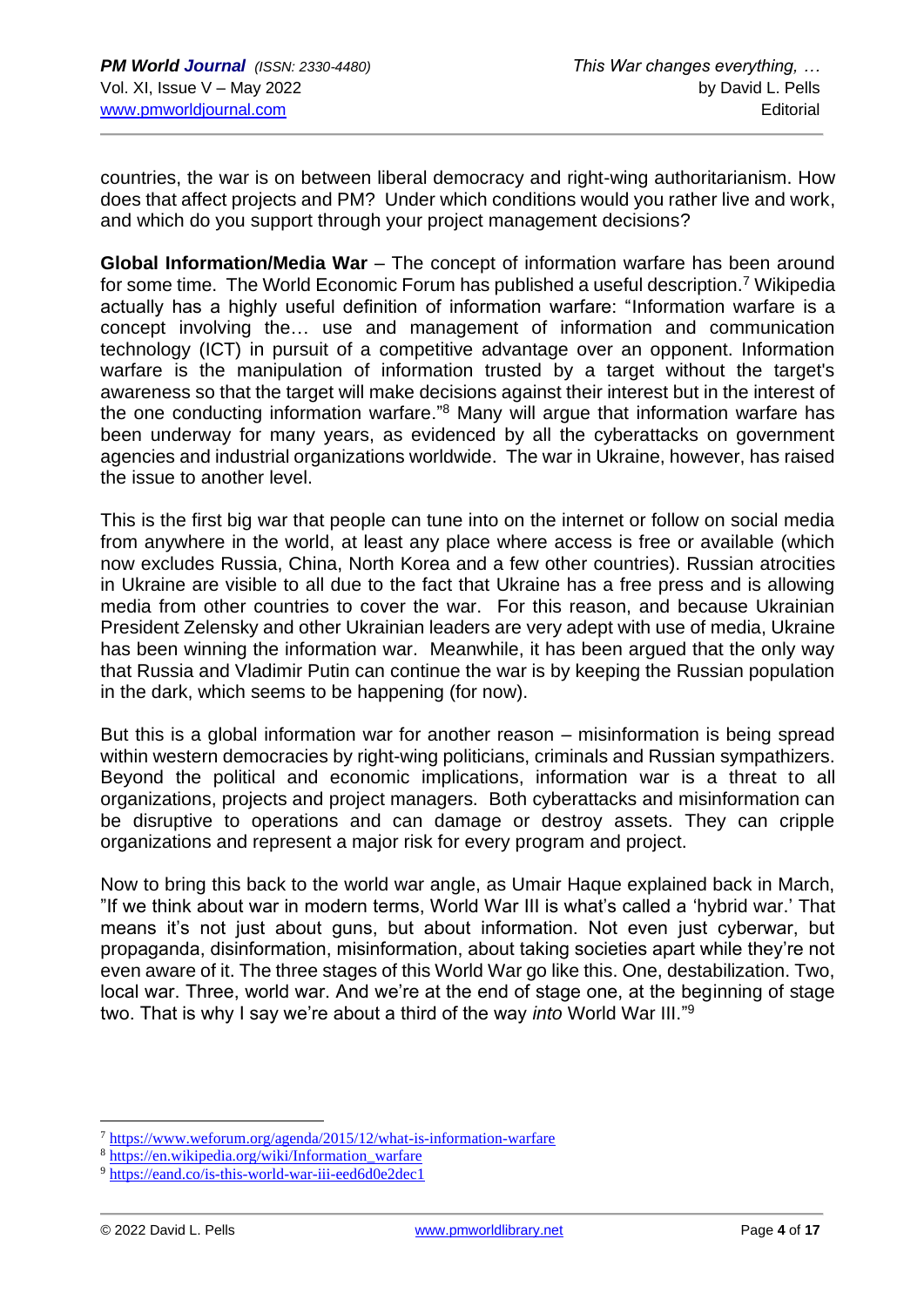countries, the war is on between liberal democracy and right-wing authoritarianism. How does that affect projects and PM? Under which conditions would you rather live and work, and which do you support through your project management decisions?

**Global Information/Media War** – The concept of information warfare has been around for some time. The World Economic Forum has published a useful description.[7] Wikipedia actually has a highly useful definition of information warfare: "Information warfare is a concept involving the… use and management of information and communication technology (ICT) in pursuit of a competitive advantage over an opponent. Information warfare is the manipulation of information trusted by a target without the target's awareness so that the target will make decisions against their interest but in the interest of the one conducting information warfare."[8] Many will argue that information warfare has been underway for many years, as evidenced by all the cyberattacks on government agencies and industrial organizations worldwide. The war in Ukraine, however, has raised the issue to another level.

This is the first big war that people can tune into on the internet or follow on social media from anywhere in the world, at least any place where access is free or available (which now excludes Russia, China, North Korea and a few other countries). Russian atrocities in Ukraine are visible to all due to the fact that Ukraine has a free press and is allowing media from other countries to cover the war. For this reason, and because Ukrainian President Zelensky and other Ukrainian leaders are very adept with use of media, Ukraine has been winning the information war. Meanwhile, it has been argued that the only way that Russia and Vladimir Putin can continue the war is by keeping the Russian population in the dark, which seems to be happening (for now).

But this is a global information war for another reason – misinformation is being spread within western democracies by right-wing politicians, criminals and Russian sympathizers. Beyond the political and economic implications, information war is a threat to all organizations, projects and project managers. Both cyberattacks and misinformation can be disruptive to operations and can damage or destroy assets. They can cripple organizations and represent a major risk for every program and project.

Now to bring this back to the world war angle, as Umair Haque explained back in March, "If we think about war in modern terms, World War III is what's called a 'hybrid war.' That means it's not just about guns, but about information. Not even just cyberwar, but propaganda, disinformation, misinformation, about taking societies apart while they're not even aware of it. The three stages of this World War go like this. One, destabilization. Two, local war. Three, world war. And we're at the end of stage one, at the beginning of stage two. That is why I say we're about a third of the way *into* World War III."[9]

---

[7] https://www.weforum.org/agenda/2015/12/what-is-information-warfare

[8] https://en.wikipedia.org/wiki/Information_warfare

[9] https://eand.co/is-this-world-war-iii-eed6d0e2dec1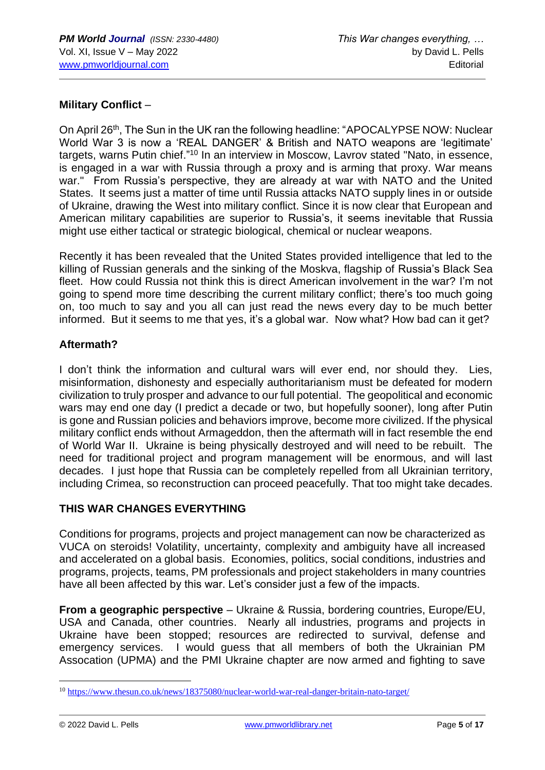**Military Conflict** –

On April 26th, The Sun in the UK ran the following headline: "APOCALYPSE NOW: Nuclear World War 3 is now a 'REAL DANGER' & British and NATO weapons are 'legitimate' targets, warns Putin chief."[10] In an interview in Moscow, Lavrov stated "Nato, in essence, is engaged in a war with Russia through a proxy and is arming that proxy. War means war." From Russia's perspective, they are already at war with NATO and the United States. It seems just a matter of time until Russia attacks NATO supply lines in or outside of Ukraine, drawing the West into military conflict. Since it is now clear that European and American military capabilities are superior to Russia's, it seems inevitable that Russia might use either tactical or strategic biological, chemical or nuclear weapons.

Recently it has been revealed that the United States provided intelligence that led to the killing of Russian generals and the sinking of the Moskva, flagship of Russia's Black Sea fleet. How could Russia not think this is direct American involvement in the war? I'm not going to spend more time describing the current military conflict; there's too much going on, too much to say and you all can just read the news every day to be much better informed. But it seems to me that yes, it's a global war. Now what? How bad can it get?

**Aftermath?**

I don't think the information and cultural wars will ever end, nor should they. Lies, misinformation, dishonesty and especially authoritarianism must be defeated for modern civilization to truly prosper and advance to our full potential. The geopolitical and economic wars may end one day (I predict a decade or two, but hopefully sooner), long after Putin is gone and Russian policies and behaviors improve, become more civilized. If the physical military conflict ends without Armageddon, then the aftermath will in fact resemble the end of World War II. Ukraine is being physically destroyed and will need to be rebuilt. The need for traditional project and program management will be enormous, and will last decades. I just hope that Russia can be completely repelled from all Ukrainian territory, including Crimea, so reconstruction can proceed peacefully. That too might take decades.

## THIS WAR CHANGES EVERYTHING

Conditions for programs, projects and project management can now be characterized as VUCA on steroids! Volatility, uncertainty, complexity and ambiguity have all increased and accelerated on a global basis. Economies, politics, social conditions, industries and programs, projects, teams, PM professionals and project stakeholders in many countries have all been affected by this war. Let's consider just a few of the impacts.

**From a geographic perspective** – Ukraine & Russia, bordering countries, Europe/EU, USA and Canada, other countries. Nearly all industries, programs and projects in Ukraine have been stopped; resources are redirected to survival, defense and emergency services. I would guess that all members of both the Ukrainian PM Assocation (UPMA) and the PMI Ukraine chapter are now armed and fighting to save

---

[10] https://www.thesun.co.uk/news/18375080/nuclear-world-war-real-danger-britain-nato-target/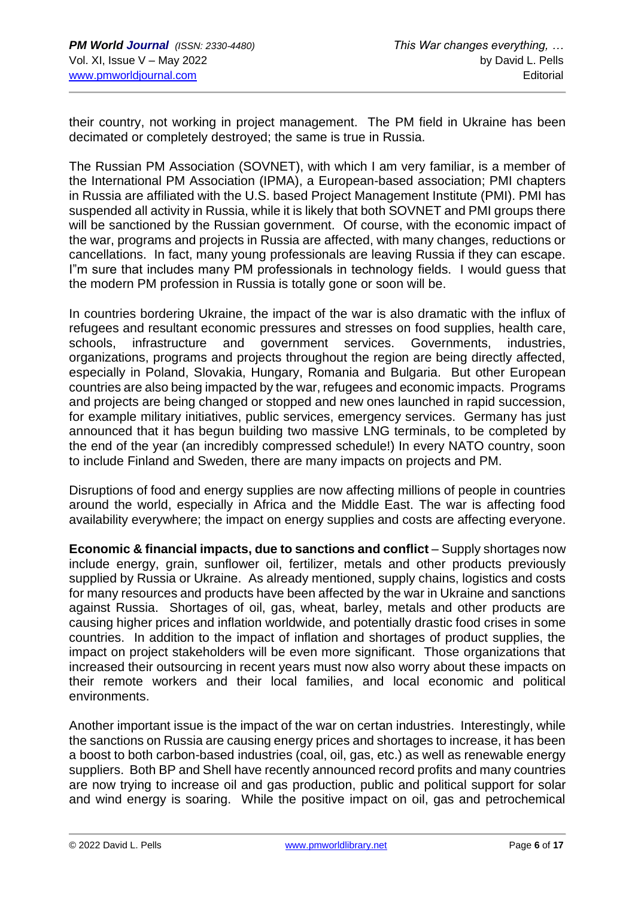their country, not working in project management. The PM field in Ukraine has been decimated or completely destroyed; the same is true in Russia.

The Russian PM Association (SOVNET), with which I am very familiar, is a member of the International PM Association (IPMA), a European-based association; PMI chapters in Russia are affiliated with the U.S. based Project Management Institute (PMI). PMI has suspended all activity in Russia, while it is likely that both SOVNET and PMI groups there will be sanctioned by the Russian government. Of course, with the economic impact of the war, programs and projects in Russia are affected, with many changes, reductions or cancellations. In fact, many young professionals are leaving Russia if they can escape. I"m sure that includes many PM professionals in technology fields. I would guess that the modern PM profession in Russia is totally gone or soon will be.

In countries bordering Ukraine, the impact of the war is also dramatic with the influx of refugees and resultant economic pressures and stresses on food supplies, health care, schools, infrastructure and government services. Governments, industries, organizations, programs and projects throughout the region are being directly affected, especially in Poland, Slovakia, Hungary, Romania and Bulgaria. But other European countries are also being impacted by the war, refugees and economic impacts. Programs and projects are being changed or stopped and new ones launched in rapid succession, for example military initiatives, public services, emergency services. Germany has just announced that it has begun building two massive LNG terminals, to be completed by the end of the year (an incredibly compressed schedule!) In every NATO country, soon to include Finland and Sweden, there are many impacts on projects and PM.

Disruptions of food and energy supplies are now affecting millions of people in countries around the world, especially in Africa and the Middle East. The war is affecting food availability everywhere; the impact on energy supplies and costs are affecting everyone.

**Economic & financial impacts, due to sanctions and conflict** – Supply shortages now include energy, grain, sunflower oil, fertilizer, metals and other products previously supplied by Russia or Ukraine. As already mentioned, supply chains, logistics and costs for many resources and products have been affected by the war in Ukraine and sanctions against Russia. Shortages of oil, gas, wheat, barley, metals and other products are causing higher prices and inflation worldwide, and potentially drastic food crises in some countries. In addition to the impact of inflation and shortages of product supplies, the impact on project stakeholders will be even more significant. Those organizations that increased their outsourcing in recent years must now also worry about these impacts on their remote workers and their local families, and local economic and political environments.

Another important issue is the impact of the war on certan industries. Interestingly, while the sanctions on Russia are causing energy prices and shortages to increase, it has been a boost to both carbon-based industries (coal, oil, gas, etc.) as well as renewable energy suppliers. Both BP and Shell have recently announced record profits and many countries are now trying to increase oil and gas production, public and political support for solar and wind energy is soaring. While the positive impact on oil, gas and petrochemical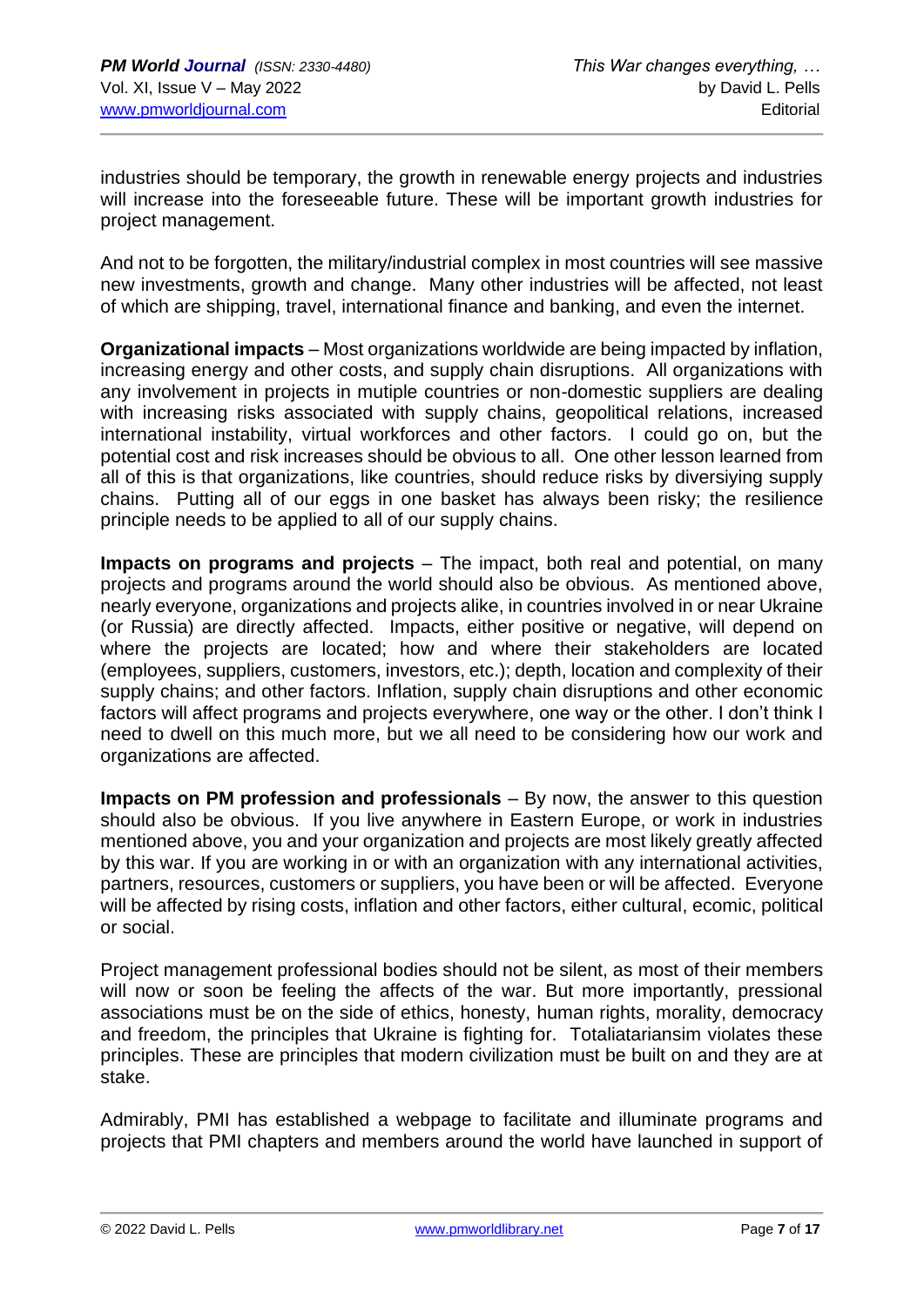industries should be temporary, the growth in renewable energy projects and industries will increase into the foreseeable future. These will be important growth industries for project management.

And not to be forgotten, the military/industrial complex in most countries will see massive new investments, growth and change. Many other industries will be affected, not least of which are shipping, travel, international finance and banking, and even the internet.

**Organizational impacts** – Most organizations worldwide are being impacted by inflation, increasing energy and other costs, and supply chain disruptions. All organizations with any involvement in projects in mutiple countries or non-domestic suppliers are dealing with increasing risks associated with supply chains, geopolitical relations, increased international instability, virtual workforces and other factors. I could go on, but the potential cost and risk increases should be obvious to all. One other lesson learned from all of this is that organizations, like countries, should reduce risks by diversiying supply chains. Putting all of our eggs in one basket has always been risky; the resilience principle needs to be applied to all of our supply chains.

**Impacts on programs and projects** – The impact, both real and potential, on many projects and programs around the world should also be obvious. As mentioned above, nearly everyone, organizations and projects alike, in countries involved in or near Ukraine (or Russia) are directly affected. Impacts, either positive or negative, will depend on where the projects are located; how and where their stakeholders are located (employees, suppliers, customers, investors, etc.); depth, location and complexity of their supply chains; and other factors. Inflation, supply chain disruptions and other economic factors will affect programs and projects everywhere, one way or the other. I don't think I need to dwell on this much more, but we all need to be considering how our work and organizations are affected.

**Impacts on PM profession and professionals** – By now, the answer to this question should also be obvious. If you live anywhere in Eastern Europe, or work in industries mentioned above, you and your organization and projects are most likely greatly affected by this war. If you are working in or with an organization with any international activities, partners, resources, customers or suppliers, you have been or will be affected. Everyone will be affected by rising costs, inflation and other factors, either cultural, ecomic, political or social.

Project management professional bodies should not be silent, as most of their members will now or soon be feeling the affects of the war. But more importantly, pressional associations must be on the side of ethics, honesty, human rights, morality, democracy and freedom, the principles that Ukraine is fighting for. Totaliatariansim violates these principles. These are principles that modern civilization must be built on and they are at stake.

Admirably, PMI has established a webpage to facilitate and illuminate programs and projects that PMI chapters and members around the world have launched in support of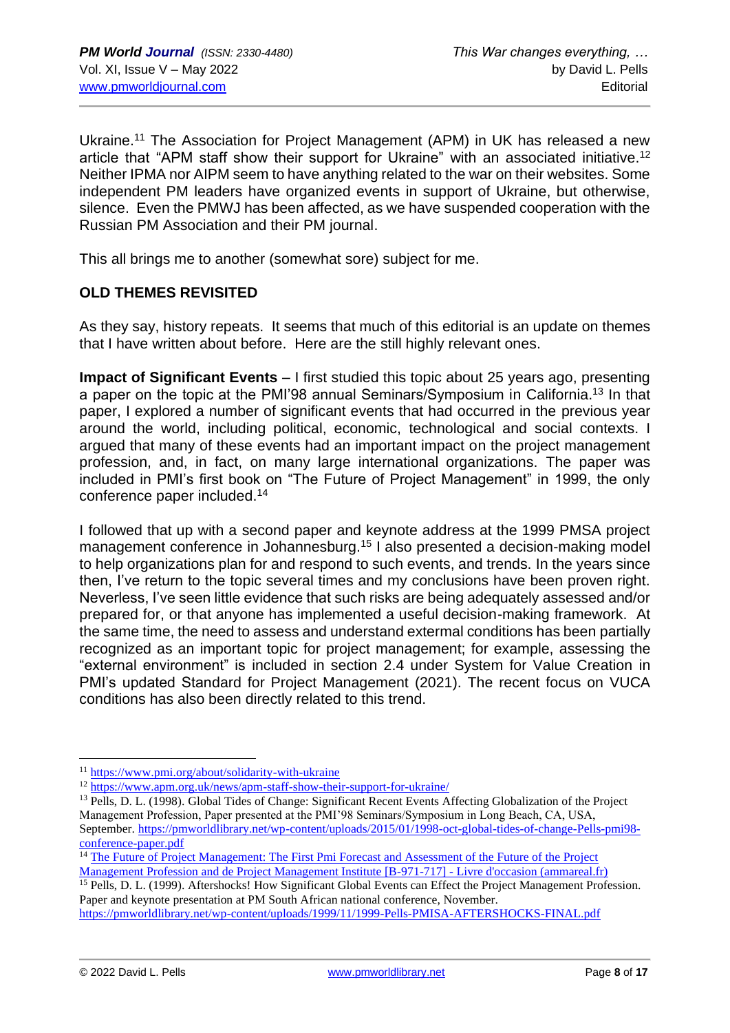Ukraine.[11] The Association for Project Management (APM) in UK has released a new article that "APM staff show their support for Ukraine" with an associated initiative.[12] Neither IPMA nor AIPM seem to have anything related to the war on their websites. Some independent PM leaders have organized events in support of Ukraine, but otherwise, silence. Even the PMWJ has been affected, as we have suspended cooperation with the Russian PM Association and their PM journal.

This all brings me to another (somewhat sore) subject for me.

## OLD THEMES REVISITED

As they say, history repeats. It seems that much of this editorial is an update on themes that I have written about before. Here are the still highly relevant ones.

**Impact of Significant Events** – I first studied this topic about 25 years ago, presenting a paper on the topic at the PMI'98 annual Seminars/Symposium in California.[13] In that paper, I explored a number of significant events that had occurred in the previous year around the world, including political, economic, technological and social contexts. I argued that many of these events had an important impact on the project management profession, and, in fact, on many large international organizations. The paper was included in PMI's first book on "The Future of Project Management" in 1999, the only conference paper included.[14]

I followed that up with a second paper and keynote address at the 1999 PMSA project management conference in Johannesburg.[15] I also presented a decision-making model to help organizations plan for and respond to such events, and trends. In the years since then, I've return to the topic several times and my conclusions have been proven right. Neverless, I've seen little evidence that such risks are being adequately assessed and/or prepared for, or that anyone has implemented a useful decision-making framework. At the same time, the need to assess and understand external conditions has been partially recognized as an important topic for project management; for example, assessing the "external environment" is included in section 2.4 under System for Value Creation in PMI's updated Standard for Project Management (2021). The recent focus on VUCA conditions has also been directly related to this trend.

---

[11] https://www.pmi.org/about/solidarity-with-ukraine

[12] https://www.apm.org.uk/news/apm-staff-show-their-support-for-ukraine/

[13] Pells, D. L. (1998). Global Tides of Change: Significant Recent Events Affecting Globalization of the Project Management Profession, Paper presented at the PMI'98 Seminars/Symposium in Long Beach, CA, USA, September. https://pmworldlibrary.net/wp-content/uploads/2015/01/1998-oct-global-tides-of-change-Pells-pmi98-conference-paper.pdf

[14] The Future of Project Management: The First Pmi Forecast and Assessment of the Future of the Project Management Profession and de Project Management Institute [B-971-717] - Livre d'occasion (ammareal.fr)

[15] Pells, D. L. (1999). Aftershocks! How Significant Global Events can Effect the Project Management Profession. Paper and keynote presentation at PM South African national conference, November. https://pmworldlibrary.net/wp-content/uploads/1999/11/1999-Pells-PMISA-AFTERSHOCKS-FINAL.pdf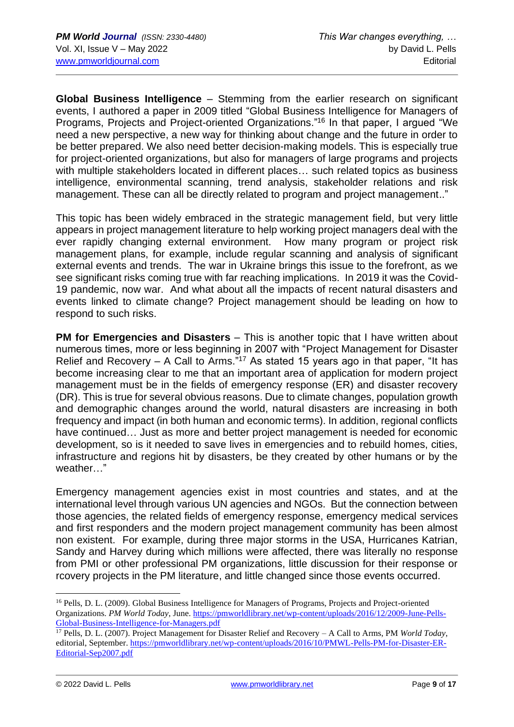**Global Business Intelligence** – Stemming from the earlier research on significant events, I authored a paper in 2009 titled "Global Business Intelligence for Managers of Programs, Projects and Project-oriented Organizations."[16] In that paper, I argued "We need a new perspective, a new way for thinking about change and the future in order to be better prepared. We also need better decision-making models. This is especially true for project-oriented organizations, but also for managers of large programs and projects with multiple stakeholders located in different places… such related topics as business intelligence, environmental scanning, trend analysis, stakeholder relations and risk management. These can all be directly related to program and project management.."

This topic has been widely embraced in the strategic management field, but very little appears in project management literature to help working project managers deal with the ever rapidly changing external environment. How many program or project risk management plans, for example, include regular scanning and analysis of significant external events and trends. The war in Ukraine brings this issue to the forefront, as we see significant risks coming true with far reaching implications. In 2019 it was the Covid-19 pandemic, now war. And what about all the impacts of recent natural disasters and events linked to climate change? Project management should be leading on how to respond to such risks.

**PM for Emergencies and Disasters** – This is another topic that I have written about numerous times, more or less beginning in 2007 with "Project Management for Disaster Relief and Recovery – A Call to Arms."[17] As stated 15 years ago in that paper, "It has become increasing clear to me that an important area of application for modern project management must be in the fields of emergency response (ER) and disaster recovery (DR). This is true for several obvious reasons. Due to climate changes, population growth and demographic changes around the world, natural disasters are increasing in both frequency and impact (in both human and economic terms). In addition, regional conflicts have continued… Just as more and better project management is needed for economic development, so is it needed to save lives in emergencies and to rebuild homes, cities, infrastructure and regions hit by disasters, be they created by other humans or by the weather…"

Emergency management agencies exist in most countries and states, and at the international level through various UN agencies and NGOs. But the connection between those agencies, the related fields of emergency response, emergency medical services and first responders and the modern project management community has been almost non existent. For example, during three major storms in the USA, Hurricanes Katrian, Sandy and Harvey during which millions were affected, there was literally no response from PMI or other professional PM organizations, little discussion for their response or rcovery projects in the PM literature, and little changed since those events occurred.

---

[16] Pells, D. L. (2009). Global Business Intelligence for Managers of Programs, Projects and Project-oriented Organizations. *PM World Today*, June. https://pmworldlibrary.net/wp-content/uploads/2016/12/2009-June-Pells-Global-Business-Intelligence-for-Managers.pdf

[17] Pells, D. L. (2007). Project Management for Disaster Relief and Recovery – A Call to Arms, PM *World Today*, editorial, September. https://pmworldlibrary.net/wp-content/uploads/2016/10/PMWL-Pells-PM-for-Disaster-ER-Editorial-Sep2007.pdf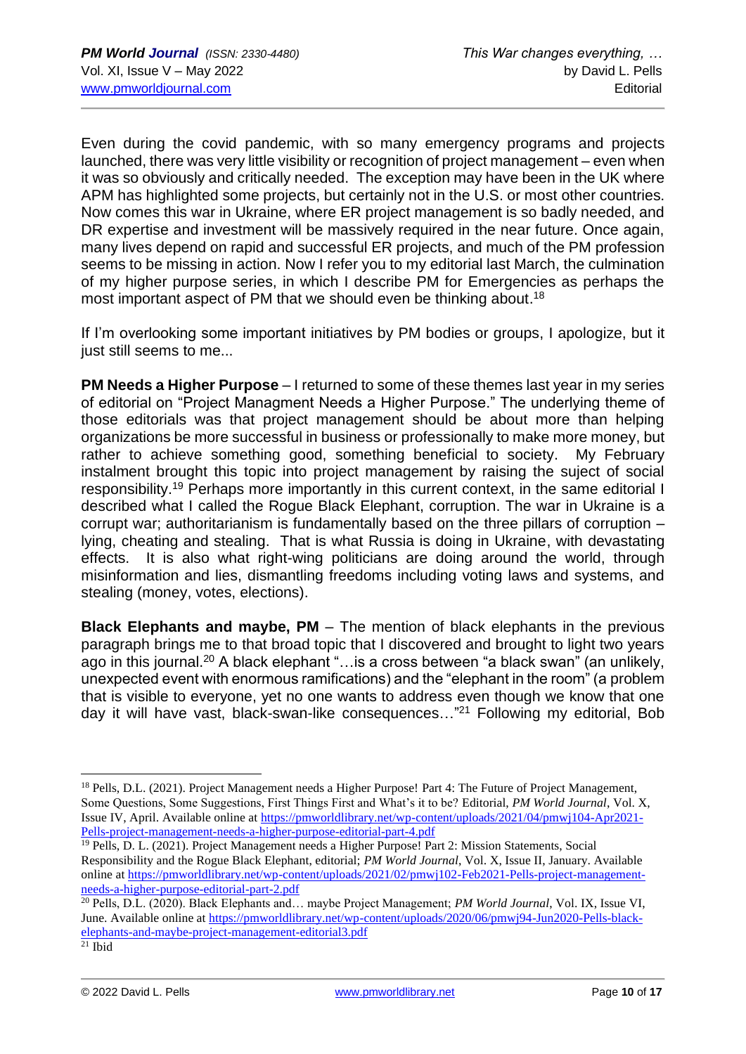Even during the covid pandemic, with so many emergency programs and projects launched, there was very little visibility or recognition of project management – even when it was so obviously and critically needed. The exception may have been in the UK where APM has highlighted some projects, but certainly not in the U.S. or most other countries. Now comes this war in Ukraine, where ER project management is so badly needed, and DR expertise and investment will be massively required in the near future. Once again, many lives depend on rapid and successful ER projects, and much of the PM profession seems to be missing in action. Now I refer you to my editorial last March, the culmination of my higher purpose series, in which I describe PM for Emergencies as perhaps the most important aspect of PM that we should even be thinking about.[18]

If I'm overlooking some important initiatives by PM bodies or groups, I apologize, but it just still seems to me...

**PM Needs a Higher Purpose** – I returned to some of these themes last year in my series of editorial on "Project Managment Needs a Higher Purpose." The underlying theme of those editorials was that project management should be about more than helping organizations be more successful in business or professionally to make more money, but rather to achieve something good, something beneficial to society. My February instalment brought this topic into project management by raising the suject of social responsibility.[19] Perhaps more importantly in this current context, in the same editorial I described what I called the Rogue Black Elephant, corruption. The war in Ukraine is a corrupt war; authoritarianism is fundamentally based on the three pillars of corruption – lying, cheating and stealing. That is what Russia is doing in Ukraine, with devastating effects. It is also what right-wing politicians are doing around the world, through misinformation and lies, dismantling freedoms including voting laws and systems, and stealing (money, votes, elections).

**Black Elephants and maybe, PM** – The mention of black elephants in the previous paragraph brings me to that broad topic that I discovered and brought to light two years ago in this journal.[20] A black elephant "…is a cross between "a black swan" (an unlikely, unexpected event with enormous ramifications) and the "elephant in the room" (a problem that is visible to everyone, yet no one wants to address even though we know that one day it will have vast, black-swan-like consequences…"[21] Following my editorial, Bob

---

[18] Pells, D.L. (2021). Project Management needs a Higher Purpose! Part 4: The Future of Project Management, Some Questions, Some Suggestions, First Things First and What's it to be? Editorial, *PM World Journal*, Vol. X, Issue IV, April. Available online at https://pmworldlibrary.net/wp-content/uploads/2021/04/pmwj104-Apr2021-Pells-project-management-needs-a-higher-purpose-editorial-part-4.pdf

[19] Pells, D. L. (2021). Project Management needs a Higher Purpose! Part 2: Mission Statements, Social Responsibility and the Rogue Black Elephant, editorial; *PM World Journal*, Vol. X, Issue II, January. Available online at https://pmworldlibrary.net/wp-content/uploads/2021/02/pmwj102-Feb2021-Pells-project-management-needs-a-higher-purpose-editorial-part-2.pdf

[20] Pells, D.L. (2020). Black Elephants and… maybe Project Management; *PM World Journal*, Vol. IX, Issue VI, June. Available online at https://pmworldlibrary.net/wp-content/uploads/2020/06/pmwj94-Jun2020-Pells-black-elephants-and-maybe-project-management-editorial3.pdf

[21] Ibid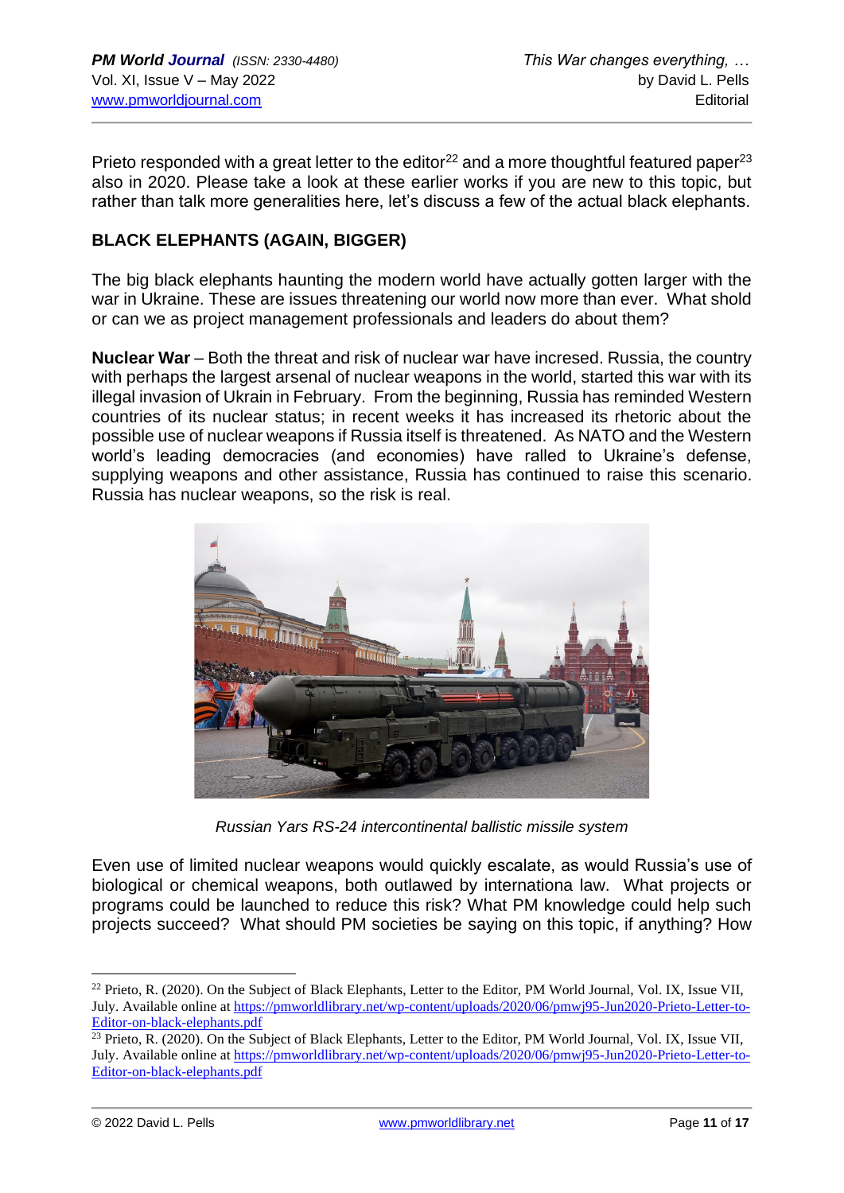Prieto responded with a great letter to the editor[22] and a more thoughtful featured paper[23] also in 2020. Please take a look at these earlier works if you are new to this topic, but rather than talk more generalities here, let's discuss a few of the actual black elephants.

## BLACK ELEPHANTS (AGAIN, BIGGER)

The big black elephants haunting the modern world have actually gotten larger with the war in Ukraine. These are issues threatening our world now more than ever. What shold or can we as project management professionals and leaders do about them?

**Nuclear War** – Both the threat and risk of nuclear war have incresed. Russia, the country with perhaps the largest arsenal of nuclear weapons in the world, started this war with its illegal invasion of Ukrain in February. From the beginning, Russia has reminded Western countries of its nuclear status; in recent weeks it has increased its rhetoric about the possible use of nuclear weapons if Russia itself is threatened. As NATO and the Western world's leading democracies (and economies) have ralled to Ukraine's defense, supplying weapons and other assistance, Russia has continued to raise this scenario. Russia has nuclear weapons, so the risk is real.

*Russian Yars RS-24 intercontinental ballistic missile system*

Even use of limited nuclear weapons would quickly escalate, as would Russia's use of biological or chemical weapons, both outlawed by internationa law. What projects or programs could be launched to reduce this risk? What PM knowledge could help such projects succeed? What should PM societies be saying on this topic, if anything? How

---

[22] Prieto, R. (2020). On the Subject of Black Elephants, Letter to the Editor, PM World Journal, Vol. IX, Issue VII, July. Available online at https://pmworldlibrary.net/wp-content/uploads/2020/06/pmwj95-Jun2020-Prieto-Letter-to-Editor-on-black-elephants.pdf

[23] Prieto, R. (2020). On the Subject of Black Elephants, Letter to the Editor, PM World Journal, Vol. IX, Issue VII, July. Available online at https://pmworldlibrary.net/wp-content/uploads/2020/06/pmwj95-Jun2020-Prieto-Letter-to-Editor-on-black-elephants.pdf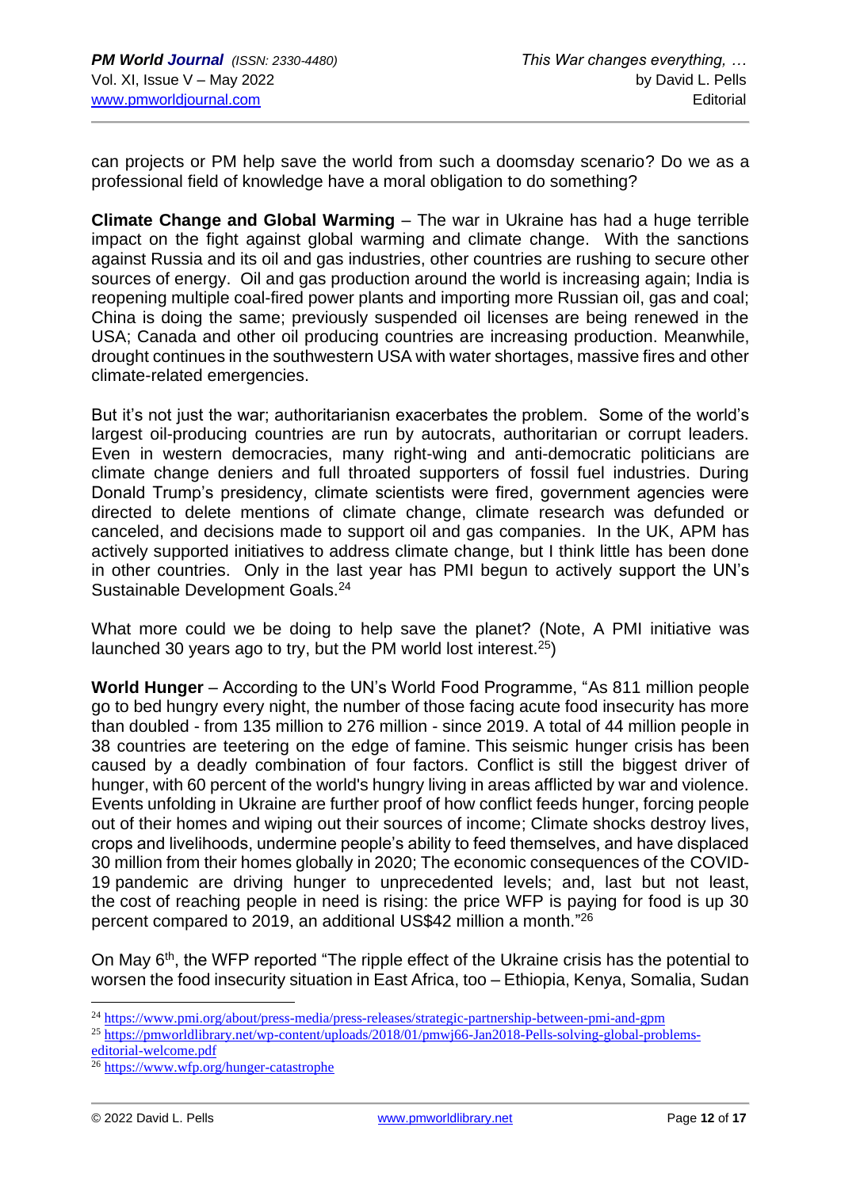can projects or PM help save the world from such a doomsday scenario? Do we as a professional field of knowledge have a moral obligation to do something?

**Climate Change and Global Warming** – The war in Ukraine has had a huge terrible impact on the fight against global warming and climate change. With the sanctions against Russia and its oil and gas industries, other countries are rushing to secure other sources of energy. Oil and gas production around the world is increasing again; India is reopening multiple coal-fired power plants and importing more Russian oil, gas and coal; China is doing the same; previously suspended oil licenses are being renewed in the USA; Canada and other oil producing countries are increasing production. Meanwhile, drought continues in the southwestern USA with water shortages, massive fires and other climate-related emergencies.

But it's not just the war; authoritarianisn exacerbates the problem. Some of the world's largest oil-producing countries are run by autocrats, authoritarian or corrupt leaders. Even in western democracies, many right-wing and anti-democratic politicians are climate change deniers and full throated supporters of fossil fuel industries. During Donald Trump's presidency, climate scientists were fired, government agencies were directed to delete mentions of climate change, climate research was defunded or canceled, and decisions made to support oil and gas companies. In the UK, APM has actively supported initiatives to address climate change, but I think little has been done in other countries. Only in the last year has PMI begun to actively support the UN's Sustainable Development Goals.[24]

What more could we be doing to help save the planet? (Note, A PMI initiative was launched 30 years ago to try, but the PM world lost interest.[25])

**World Hunger** – According to the UN's World Food Programme, "As 811 million people go to bed hungry every night, the number of those facing acute food insecurity has more than doubled - from 135 million to 276 million - since 2019. A total of 44 million people in 38 countries are teetering on the edge of famine. This seismic hunger crisis has been caused by a deadly combination of four factors. Conflict is still the biggest driver of hunger, with 60 percent of the world's hungry living in areas afflicted by war and violence. Events unfolding in Ukraine are further proof of how conflict feeds hunger, forcing people out of their homes and wiping out their sources of income; Climate shocks destroy lives, crops and livelihoods, undermine people's ability to feed themselves, and have displaced 30 million from their homes globally in 2020; The economic consequences of the COVID-19 pandemic are driving hunger to unprecedented levels; and, last but not least, the cost of reaching people in need is rising: the price WFP is paying for food is up 30 percent compared to 2019, an additional US$42 million a month."[26]

On May 6th, the WFP reported "The ripple effect of the Ukraine crisis has the potential to worsen the food insecurity situation in East Africa, too – Ethiopia, Kenya, Somalia, Sudan

---

[24] https://www.pmi.org/about/press-media/press-releases/strategic-partnership-between-pmi-and-gpm

[25] https://pmworldlibrary.net/wp-content/uploads/2018/01/pmwj66-Jan2018-Pells-solving-global-problems-editorial-welcome.pdf

[26] https://www.wfp.org/hunger-catastrophe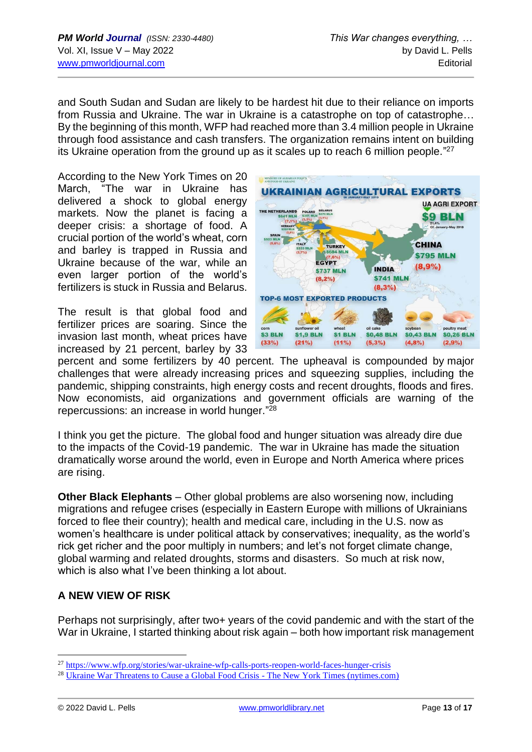and South Sudan and Sudan are likely to be hardest hit due to their reliance on imports from Russia and Ukraine. The war in Ukraine is a catastrophe on top of catastrophe… By the beginning of this month, WFP had reached more than 3.4 million people in Ukraine through food assistance and cash transfers. The organization remains intent on building its Ukraine operation from the ground up as it scales up to reach 6 million people."[27]

According to the New York Times on 20 March, "The war in Ukraine has delivered a shock to global energy markets. Now the planet is facing a deeper crisis: a shortage of food. A crucial portion of the world's wheat, corn and barley is trapped in Russia and Ukraine because of the war, while an even larger portion of the world's fertilizers is stuck in Russia and Belarus.

The result is that global food and fertilizer prices are soaring. Since the invasion last month, wheat prices have increased by 21 percent, barley by 33 percent and some fertilizers by 40 percent. The upheaval is compounded by major challenges that were already increasing prices and squeezing supplies, including the pandemic, shipping constraints, high energy costs and recent droughts, floods and fires. Now economists, aid organizations and government officials are warning of the repercussions: an increase in world hunger."[28]

I think you get the picture. The global food and hunger situation was already dire due to the impacts of the Covid-19 pandemic. The war in Ukraine has made the situation dramatically worse around the world, even in Europe and North America where prices are rising.

**Other Black Elephants** – Other global problems are also worsening now, including migrations and refugee crises (especially in Eastern Europe with millions of Ukrainians forced to flee their country); health and medical care, including in the U.S. now as women's healthcare is under political attack by conservatives; inequality, as the world's rick get richer and the poor multiply in numbers; and let's not forget climate change, global warming and related droughts, storms and disasters. So much at risk now, which is also what I've been thinking a lot about.

## A NEW VIEW OF RISK

Perhaps not surprisingly, after two+ years of the covid pandemic and with the start of the War in Ukraine, I started thinking about risk again – both how important risk management

---

[27] https://www.wfp.org/stories/war-ukraine-wfp-calls-ports-reopen-world-faces-hunger-crisis

[28] Ukraine War Threatens to Cause a Global Food Crisis - The New York Times (nytimes.com)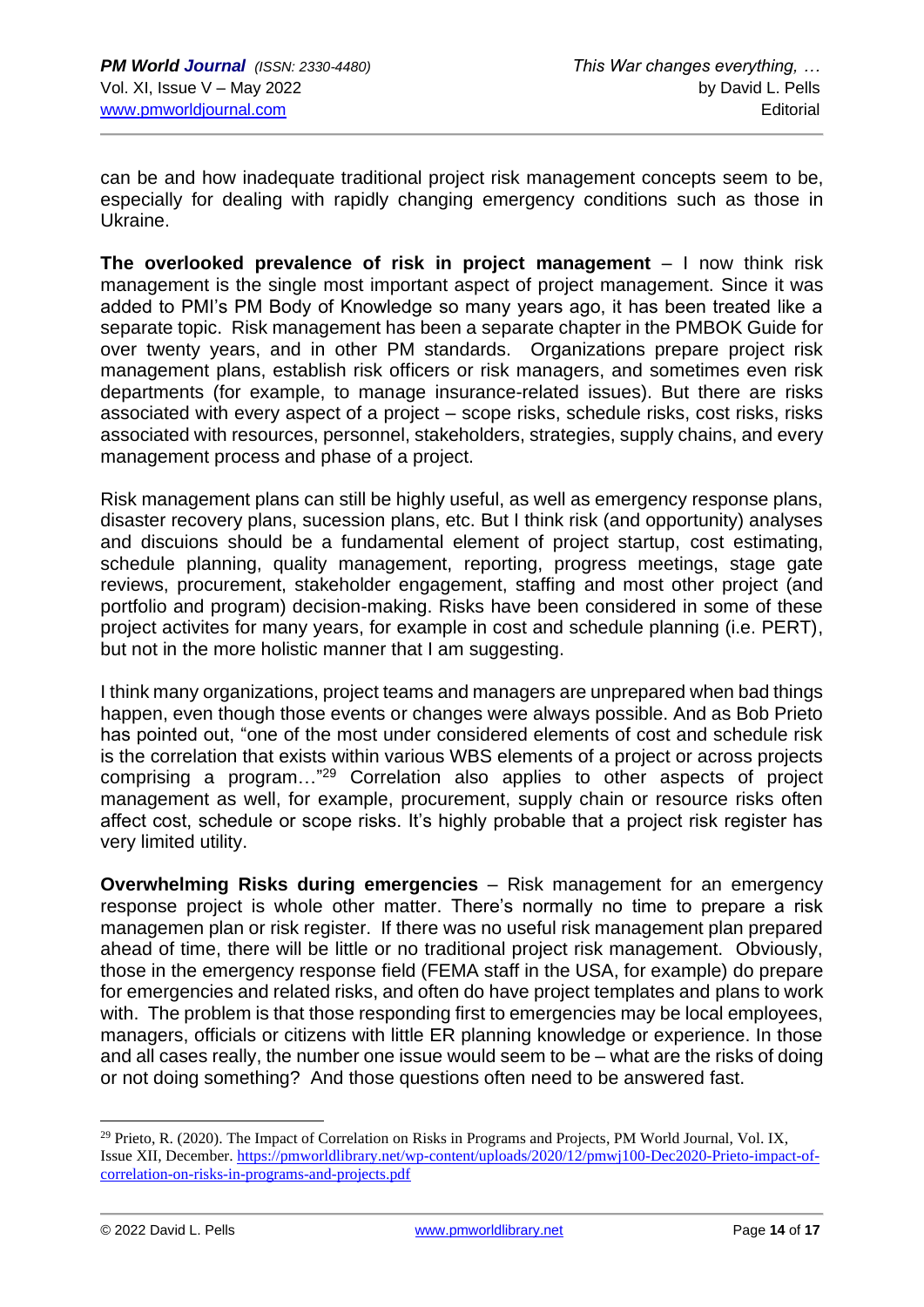can be and how inadequate traditional project risk management concepts seem to be, especially for dealing with rapidly changing emergency conditions such as those in Ukraine.

**The overlooked prevalence of risk in project management** – I now think risk management is the single most important aspect of project management. Since it was added to PMI's PM Body of Knowledge so many years ago, it has been treated like a separate topic. Risk management has been a separate chapter in the PMBOK Guide for over twenty years, and in other PM standards. Organizations prepare project risk management plans, establish risk officers or risk managers, and sometimes even risk departments (for example, to manage insurance-related issues). But there are risks associated with every aspect of a project – scope risks, schedule risks, cost risks, risks associated with resources, personnel, stakeholders, strategies, supply chains, and every management process and phase of a project.

Risk management plans can still be highly useful, as well as emergency response plans, disaster recovery plans, sucession plans, etc. But I think risk (and opportunity) analyses and discuions should be a fundamental element of project startup, cost estimating, schedule planning, quality management, reporting, progress meetings, stage gate reviews, procurement, stakeholder engagement, staffing and most other project (and portfolio and program) decision-making. Risks have been considered in some of these project activites for many years, for example in cost and schedule planning (i.e. PERT), but not in the more holistic manner that I am suggesting.

I think many organizations, project teams and managers are unprepared when bad things happen, even though those events or changes were always possible. And as Bob Prieto has pointed out, "one of the most under considered elements of cost and schedule risk is the correlation that exists within various WBS elements of a project or across projects comprising a program…"[29] Correlation also applies to other aspects of project management as well, for example, procurement, supply chain or resource risks often affect cost, schedule or scope risks. It's highly probable that a project risk register has very limited utility.

**Overwhelming Risks during emergencies** – Risk management for an emergency response project is whole other matter. There's normally no time to prepare a risk managemen plan or risk register. If there was no useful risk management plan prepared ahead of time, there will be little or no traditional project risk management. Obviously, those in the emergency response field (FEMA staff in the USA, for example) do prepare for emergencies and related risks, and often do have project templates and plans to work with. The problem is that those responding first to emergencies may be local employees, managers, officials or citizens with little ER planning knowledge or experience. In those and all cases really, the number one issue would seem to be – what are the risks of doing or not doing something? And those questions often need to be answered fast.

---

[29] Prieto, R. (2020). The Impact of Correlation on Risks in Programs and Projects, PM World Journal, Vol. IX, Issue XII, December. https://pmworldlibrary.net/wp-content/uploads/2020/12/pmwj100-Dec2020-Prieto-impact-of-correlation-on-risks-in-programs-and-projects.pdf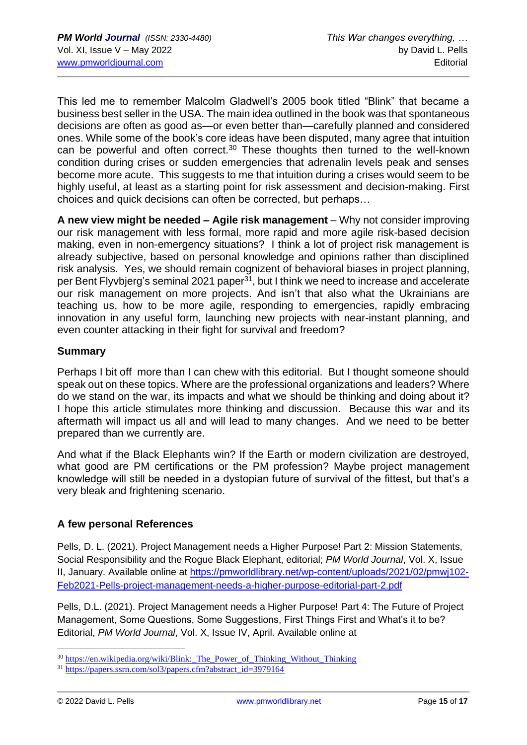This led me to remember Malcolm Gladwell's 2005 book titled "Blink" that became a business best seller in the USA. The main idea outlined in the book was that spontaneous decisions are often as good as—or even better than—carefully planned and considered ones. While some of the book's core ideas have been disputed, many agree that intuition can be powerful and often correct.[30] These thoughts then turned to the well-known condition during crises or sudden emergencies that adrenalin levels peak and senses become more acute. This suggests to me that intuition during a crises would seem to be highly useful, at least as a starting point for risk assessment and decision-making. First choices and quick decisions can often be corrected, but perhaps…

**A new view might be needed – Agile risk management** – Why not consider improving our risk management with less formal, more rapid and more agile risk-based decision making, even in non-emergency situations? I think a lot of project risk management is already subjective, based on personal knowledge and opinions rather than disciplined risk analysis. Yes, we should remain cognizent of behavioral biases in project planning, per Bent Flyvbjerg's seminal 2021 paper[31], but I think we need to increase and accelerate our risk management on more projects. And isn't that also what the Ukrainians are teaching us, how to be more agile, responding to emergencies, rapidly embracing innovation in any useful form, launching new projects with near-instant planning, and even counter attacking in their fight for survival and freedom?

## Summary

Perhaps I bit off more than I can chew with this editorial. But I thought someone should speak out on these topics. Where are the professional organizations and leaders? Where do we stand on the war, its impacts and what we should be thinking and doing about it? I hope this article stimulates more thinking and discussion. Because this war and its aftermath will impact us all and will lead to many changes. And we need to be better prepared than we currently are.

And what if the Black Elephants win? If the Earth or modern civilization are destroyed, what good are PM certifications or the PM profession? Maybe project management knowledge will still be needed in a dystopian future of survival of the fittest, but that's a very bleak and frightening scenario.

## A few personal References

Pells, D. L. (2021). Project Management needs a Higher Purpose! Part 2: Mission Statements, Social Responsibility and the Rogue Black Elephant, editorial; *PM World Journal*, Vol. X, Issue II, January. Available online at https://pmworldlibrary.net/wp-content/uploads/2021/02/pmwj102-Feb2021-Pells-project-management-needs-a-higher-purpose-editorial-part-2.pdf

Pells, D.L. (2021). Project Management needs a Higher Purpose! Part 4: The Future of Project Management, Some Questions, Some Suggestions, First Things First and What's it to be? Editorial, *PM World Journal*, Vol. X, Issue IV, April. Available online at

---

[30] https://en.wikipedia.org/wiki/Blink:_The_Power_of_Thinking_Without_Thinking

[31] https://papers.ssrn.com/sol3/papers.cfm?abstract_id=3979164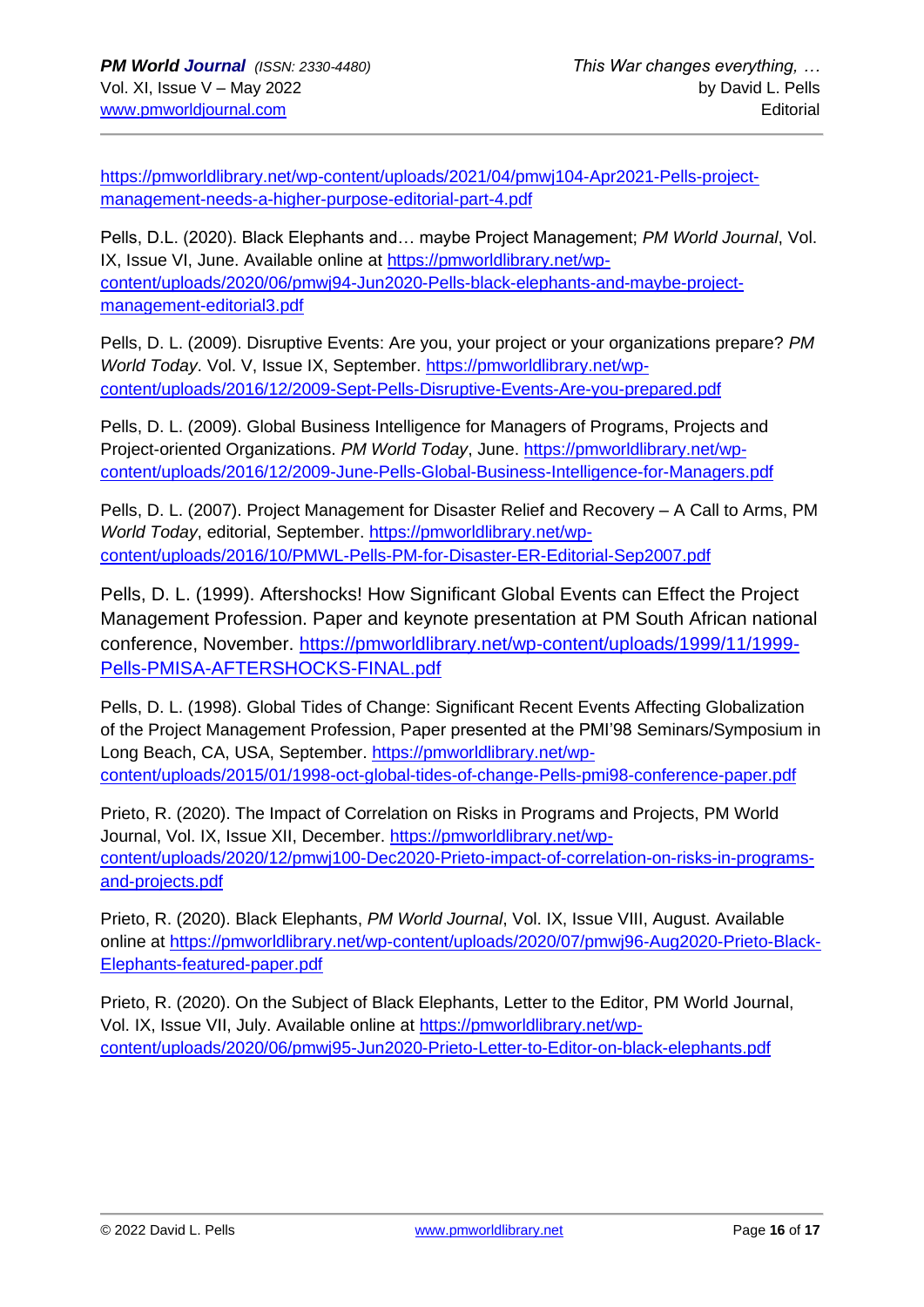https://pmworldlibrary.net/wp-content/uploads/2021/04/pmwj104-Apr2021-Pells-project-management-needs-a-higher-purpose-editorial-part-4.pdf

Pells, D.L. (2020). Black Elephants and… maybe Project Management; *PM World Journal*, Vol. IX, Issue VI, June. Available online at https://pmworldlibrary.net/wp-content/uploads/2020/06/pmwj94-Jun2020-Pells-black-elephants-and-maybe-project-management-editorial3.pdf

Pells, D. L. (2009). Disruptive Events: Are you, your project or your organizations prepare? *PM World Today*. Vol. V, Issue IX, September. https://pmworldlibrary.net/wp-content/uploads/2016/12/2009-Sept-Pells-Disruptive-Events-Are-you-prepared.pdf

Pells, D. L. (2009). Global Business Intelligence for Managers of Programs, Projects and Project-oriented Organizations. *PM World Today*, June. https://pmworldlibrary.net/wp-content/uploads/2016/12/2009-June-Pells-Global-Business-Intelligence-for-Managers.pdf

Pells, D. L. (2007). Project Management for Disaster Relief and Recovery – A Call to Arms, PM *World Today*, editorial, September. https://pmworldlibrary.net/wp-content/uploads/2016/10/PMWL-Pells-PM-for-Disaster-ER-Editorial-Sep2007.pdf

Pells, D. L. (1999). Aftershocks! How Significant Global Events can Effect the Project Management Profession. Paper and keynote presentation at PM South African national conference, November. https://pmworldlibrary.net/wp-content/uploads/1999/11/1999-Pells-PMISA-AFTERSHOCKS-FINAL.pdf

Pells, D. L. (1998). Global Tides of Change: Significant Recent Events Affecting Globalization of the Project Management Profession, Paper presented at the PMI'98 Seminars/Symposium in Long Beach, CA, USA, September. https://pmworldlibrary.net/wp-content/uploads/2015/01/1998-oct-global-tides-of-change-Pells-pmi98-conference-paper.pdf

Prieto, R. (2020). The Impact of Correlation on Risks in Programs and Projects, PM World Journal, Vol. IX, Issue XII, December. https://pmworldlibrary.net/wp-content/uploads/2020/12/pmwj100-Dec2020-Prieto-impact-of-correlation-on-risks-in-programs-and-projects.pdf

Prieto, R. (2020). Black Elephants, *PM World Journal*, Vol. IX, Issue VIII, August. Available online at https://pmworldlibrary.net/wp-content/uploads/2020/07/pmwj96-Aug2020-Prieto-Black-Elephants-featured-paper.pdf

Prieto, R. (2020). On the Subject of Black Elephants, Letter to the Editor, PM World Journal, Vol. IX, Issue VII, July. Available online at https://pmworldlibrary.net/wp-content/uploads/2020/06/pmwj95-Jun2020-Prieto-Letter-to-Editor-on-black-elephants.pdf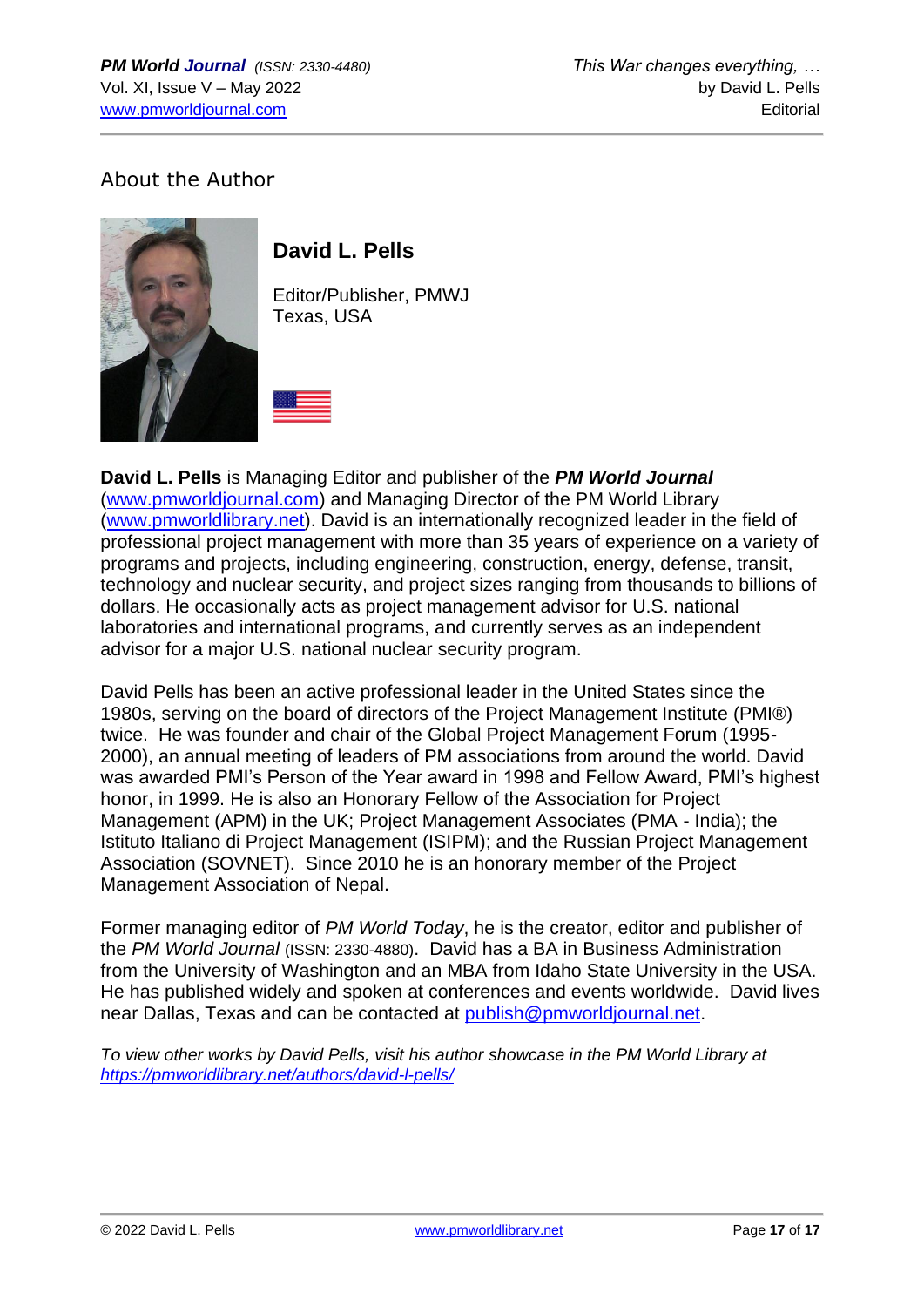## About the Author

**David L. Pells**

Editor/Publisher, PMWJ
Texas, USA

**David L. Pells** is Managing Editor and publisher of the ***PM World Journal*** (www.pmworldjournal.com) and Managing Director of the PM World Library (www.pmworldlibrary.net). David is an internationally recognized leader in the field of professional project management with more than 35 years of experience on a variety of programs and projects, including engineering, construction, energy, defense, transit, technology and nuclear security, and project sizes ranging from thousands to billions of dollars. He occasionally acts as project management advisor for U.S. national laboratories and international programs, and currently serves as an independent advisor for a major U.S. national nuclear security program.

David Pells has been an active professional leader in the United States since the 1980s, serving on the board of directors of the Project Management Institute (PMI®) twice. He was founder and chair of the Global Project Management Forum (1995-2000), an annual meeting of leaders of PM associations from around the world. David was awarded PMI's Person of the Year award in 1998 and Fellow Award, PMI's highest honor, in 1999. He is also an Honorary Fellow of the Association for Project Management (APM) in the UK; Project Management Associates (PMA - India); the Istituto Italiano di Project Management (ISIPM); and the Russian Project Management Association (SOVNET). Since 2010 he is an honorary member of the Project Management Association of Nepal.

Former managing editor of *PM World Today*, he is the creator, editor and publisher of the *PM World Journal* (ISSN: 2330-4880). David has a BA in Business Administration from the University of Washington and an MBA from Idaho State University in the USA. He has published widely and spoken at conferences and events worldwide. David lives near Dallas, Texas and can be contacted at publish@pmworldjournal.net.

*To view other works by David Pells, visit his author showcase in the PM World Library at https://pmworldlibrary.net/authors/david-l-pells/*